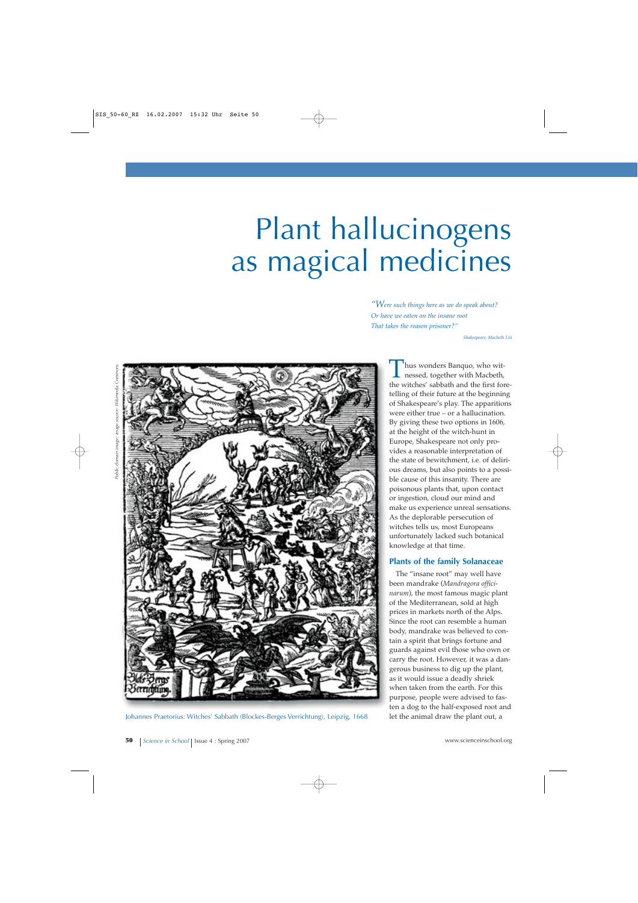# Plant hallucinogens as magical medicines

*"Were such things here as we do speak about?*
*Or have we eaten on the insane root*
*That takes the reason prisoner?"*

*Shakespeare, Macbeth I.iii*

*Public domain image; image source: Wikimedia Commons*

Johannes Praetorius: Witches' Sabbath (Blockes-Berges Verrichtung), Leipzig, 1668

Thus wonders Banquo, who witnessed, together with Macbeth, the witches' sabbath and the first foretelling of their future at the beginning of Shakespeare's play. The apparitions were either true – or a hallucination. By giving these two options in 1606, at the height of the witch-hunt in Europe, Shakespeare not only provides a reasonable interpretation of the state of bewitchment, i.e. of delirious dreams, but also points to a possible cause of this insanity. There are poisonous plants that, upon contact or ingestion, cloud our mind and make us experience unreal sensations. As the deplorable persecution of witches tells us, most Europeans unfortunately lacked such botanical knowledge at that time.

## Plants of the family Solanaceae

The "insane root" may well have been mandrake (*Mandragora officinarum*), the most famous magic plant of the Mediterranean, sold at high prices in markets north of the Alps. Since the root can resemble a human body, mandrake was believed to contain a spirit that brings fortune and guards against evil those who own or carry the root. However, it was a dangerous business to dig up the plant, as it would issue a deadly shriek when taken from the earth. For this purpose, people were advised to fasten a dog to the half-exposed root and let the animal draw the plant out, a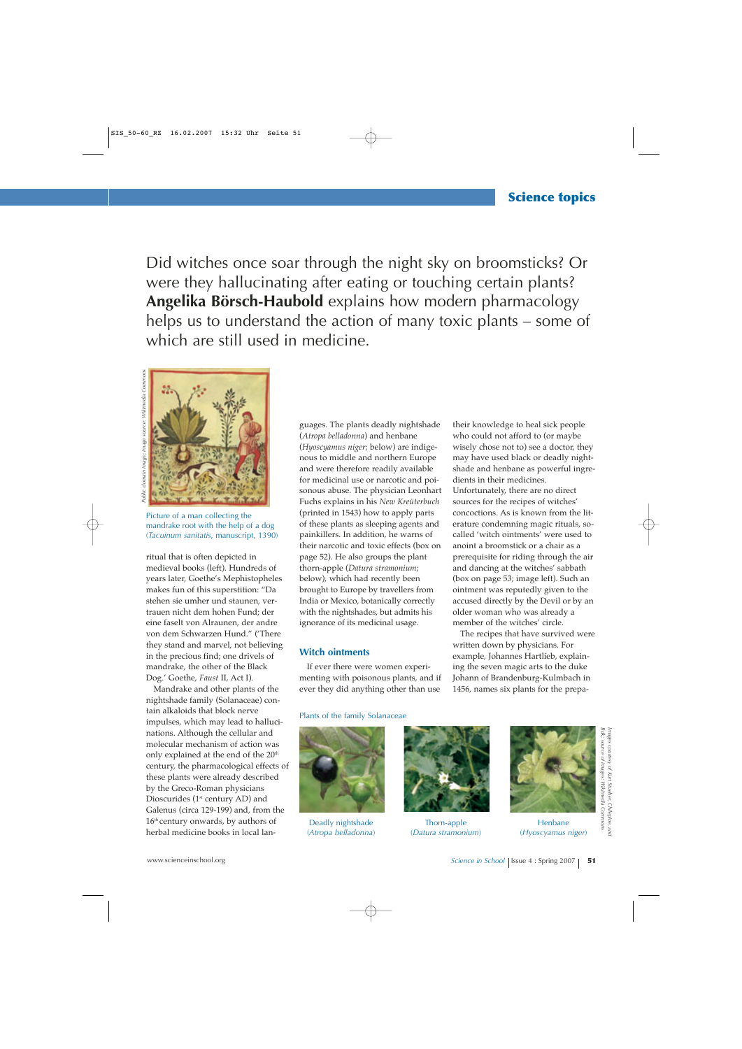Did witches once soar through the night sky on broomsticks? Or were they hallucinating after eating or touching certain plants? **Angelika Börsch-Haubold** explains how modern pharmacology helps us to understand the action of many toxic plants – some of which are still used in medicine.

Picture of a man collecting the mandrake root with the help of a dog (*Tacuinum sanitatis*, manuscript, 1390)

ritual that is often depicted in medieval books (left). Hundreds of years later, Goethe's Mephistopheles makes fun of this superstition: "Da stehen sie umher und staunen, vertrauen nicht dem hohen Fund; der eine faselt von Alraunen, der andre von dem Schwarzen Hund." ('There they stand and marvel, not believing in the precious find; one drivels of mandrake, the other of the Black Dog.' Goethe, *Faust* II, Act I).

Mandrake and other plants of the nightshade family (Solanaceae) contain alkaloids that block nerve impulses, which may lead to hallucinations. Although the cellular and molecular mechanism of action was only explained at the end of the 20th century, the pharmacological effects of these plants were already described by the Greco-Roman physicians Dioscurides (1st century AD) and Galenus (circa 129-199) and, from the 16th century onwards, by authors of herbal medicine books in local languages. The plants deadly nightshade (*Atropa belladonna*) and henbane (*Hyoscyamus niger*; below) are indigenous to middle and northern Europe and were therefore readily available for medicinal use or narcotic and poisonous abuse. The physician Leonhart Fuchs explains in his *New Kreüterbuch* (printed in 1543) how to apply parts of these plants as sleeping agents and painkillers. In addition, he warns of their narcotic and toxic effects (box on page 52). He also groups the plant thorn-apple (*Datura stramonium*; below), which had recently been brought to Europe by travellers from India or Mexico, botanically correctly with the nightshades, but admits his ignorance of its medicinal usage.

### Witch ointments

If ever there were women experimenting with poisonous plants, and if ever they did anything other than use their knowledge to heal sick people who could not afford to (or maybe wisely chose not to) see a doctor, they may have used black or deadly nightshade and henbane as powerful ingredients in their medicines. Unfortunately, there are no direct sources for the recipes of witches' concoctions. As is known from the literature condemning magic rituals, so-called 'witch ointments' were used to anoint a broomstick or a chair as a prerequisite for riding through the air and dancing at the witches' sabbath (box on page 53; image left). Such an ointment was reputedly given to the accused directly by the Devil or by an older woman who was already a member of the witches' circle.

The recipes that have survived were written down by physicians. For example, Johannes Hartlieb, explaining the seven magic arts to the duke Johann of Brandenburg-Kulmbach in 1456, names six plants for the prepa-

Plants of the family Solanaceae

Deadly nightshade (*Atropa belladonna*)

Thorn-apple (*Datura stramonium*)

Henbane (*Hyoscyamus niger*)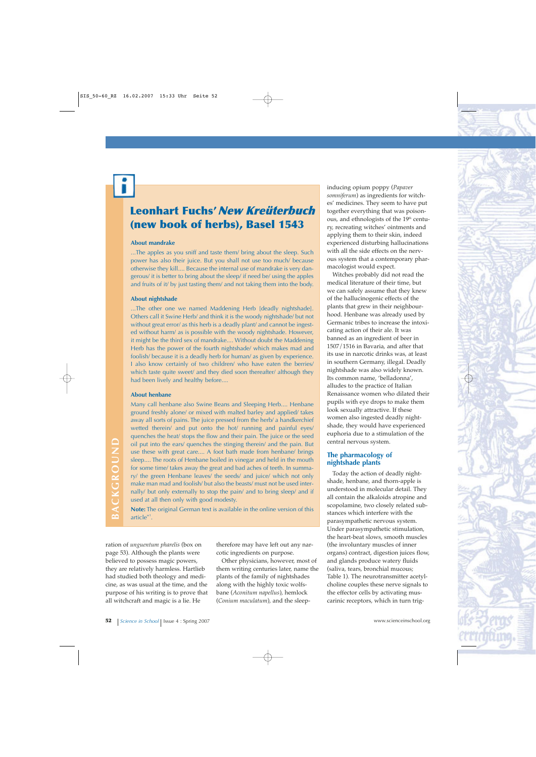## Leonhart Fuchs' *New Kreüterbuch* (new book of herbs), Basel 1543

**About mandrake**

...The apples as you sniff and taste them/ bring about the sleep. Such power has also their juice. But you shall not use too much/ because otherwise they kill.... Because the internal use of mandrake is very dangerous/ it is better to bring about the sleep/ if need be/ using the apples and fruits of it/ by just tasting them/ and not taking them into the body.

**About nightshade**

...The other one we named Maddening Herb [deadly nightshade]. Others call it Swine Herb/ and think it is the woody nightshade/ but not without great error/ as this herb is a deadly plant/ and cannot be ingested without harm/ as is possible with the woody nightshade. However, it might be the third sex of mandrake.... Without doubt the Maddening Herb has the power of the fourth nightshade/ which makes mad and foolish/ because it is a deadly herb for human/ as given by experience. I also know certainly of two children/ who have eaten the berries/ which taste quite sweet/ and they died soon thereafter/ although they had been lively and healthy before....

**About henbane**

Many call henbane also Swine Beans and Sleeping Herb.... Henbane ground freshly alone/ or mixed with malted barley and applied/ takes away all sorts of pains. The juice pressed from the herb/ a handkerchief wetted therein/ and put onto the hot/ running and painful eyes/ quenches the heat/ stops the flow and their pain. The juice or the seed oil put into the ears/ quenches the stinging therein/ and the pain. But use these with great care.... A foot bath made from henbane/ brings sleep.... The roots of Henbane boiled in vinegar and held in the mouth for some time/ takes away the great and bad aches of teeth. In summary/ the green Henbane leaves/ the seeds/ and juice/ which not only make man mad and foolish/ but also the beasts/ must not be used internally/ but only externally to stop the pain/ and to bring sleep/ and if used at all then only with good modesty.

**Note:** The original German text is available in the online version of this article[w1].

BACKGROUND

ration of *unguentum pharelis* (box on page 53). Although the plants were believed to possess magic powers, they are relatively harmless. Hartlieb had studied both theology and medicine, as was usual at the time, and the purpose of his writing is to prove that all witchcraft and magic is a lie. He therefore may have left out any narcotic ingredients on purpose.

Other physicians, however, most of them writing centuries later, name the plants of the family of nightshades along with the highly toxic wolfsbane (*Aconitum napellus*), hemlock (*Conium maculatum*), and the sleep-inducing opium poppy (*Papaver somniferum*) as ingredients for witches' medicines. They seem to have put together everything that was poisonous, and ethnologists of the 19th century, recreating witches' ointments and applying them to their skin, indeed experienced disturbing hallucinations with all the side effects on the nervous system that a contemporary pharmacologist would expect.

Witches probably did not read the medical literature of their time, but we can safely assume that they knew of the hallucinogenic effects of the plants that grew in their neighbourhood. Henbane was already used by Germanic tribes to increase the intoxicating action of their ale. It was banned as an ingredient of beer in 1507/1516 in Bavaria, and after that its use in narcotic drinks was, at least in southern Germany, illegal. Deadly nightshade was also widely known. Its common name, 'belladonna', alludes to the practice of Italian Renaissance women who dilated their pupils with eye drops to make them look sexually attractive. If these women also ingested deadly nightshade, they would have experienced euphoria due to a stimulation of the central nervous system.

### The pharmacology of nightshade plants

Today the action of deadly nightshade, henbane, and thorn-apple is understood in molecular detail. They all contain the alkaloids atropine and scopolamine, two closely related substances which interfere with the parasympathetic nervous system. Under parasympathetic stimulation, the heart-beat slows, smooth muscles (the involuntary muscles of inner organs) contract, digestion juices flow, and glands produce watery fluids (saliva, tears, bronchial mucous; Table 1). The neurotransmitter acetylcholine couples these nerve signals to the effector cells by activating muscarinic receptors, which in turn trig-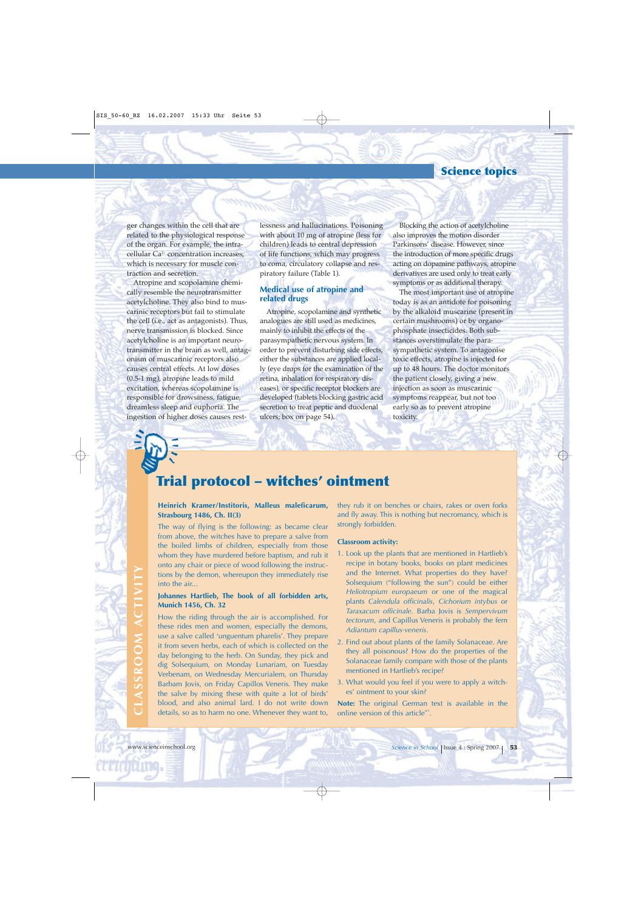ger changes within the cell that are related to the physiological response of the organ. For example, the intracellular $Ca^{2+}$ concentration increases, which is necessary for muscle contraction and secretion.

Atropine and scopolamine chemically resemble the neurotransmitter acetylcholine. They also bind to muscarinic receptors but fail to stimulate the cell (i.e., act as antagonists). Thus, nerve transmission is blocked. Since acetylcholine is an important neurotransmitter in the brain as well, antagonism of muscarinic receptors also causes central effects. At low doses (0.5-1 mg), atropine leads to mild excitation, whereas scopolamine is responsible for drowsiness, fatigue, dreamless sleep and euphoria. The ingestion of higher doses causes restlessness and hallucinations. Poisoning with about 10 mg of atropine (less for children) leads to central depression of life functions, which may progress to coma, circulatory collapse and respiratory failure (Table 1).

### Medical use of atropine and related drugs

Atropine, scopolamine and synthetic analogues are still used as medicines, mainly to inhibit the effects of the parasympathetic nervous system. In order to prevent disturbing side effects, either the substances are applied locally (eye drops for the examination of the retina, inhalation for respiratory diseases), or specific receptor blockers are developed (tablets blocking gastric acid secretion to treat peptic and duodenal ulcers; box on page 54).

Blocking the action of acetylcholine also improves the motion disorder Parkinsons' disease. However, since the introduction of more specific drugs acting on dopamine pathways, atropine derivatives are used only to treat early symptoms or as additional therapy.

The most important use of atropine today is as an antidote for poisoning by the alkaloid muscarine (present in certain mushrooms) or by organophosphate insecticides. Both substances overstimulate the parasympathetic system. To antagonise toxic effects, atropine is injected for up to 48 hours. The doctor monitors the patient closely, giving a new injection as soon as muscarinic symptoms reappear, but not too early so as to prevent atropine toxicity.

## Trial protocol – witches' ointment

CLASSROOM ACTIVITY

**Heinrich Kramer/Institoris, Malleus maleficarum, Strasbourg 1486, Ch. II(3)**

The way of flying is the following: as became clear from above, the witches have to prepare a salve from the boiled limbs of children, especially from those whom they have murdered before baptism, and rub it onto any chair or piece of wood following the instructions by the demon, whereupon they immediately rise into the air...

**Johannes Hartlieb, The book of all forbidden arts, Munich 1456, Ch. 32**

How the riding through the air is accomplished. For these rides men and women, especially the demons, use a salve called 'unguentum pharelis'. They prepare it from seven herbs, each of which is collected on the day belonging to the herb. On Sunday, they pick and dig Solsequium, on Monday Lunariam, on Tuesday Verbenam, on Wednesday Mercurialem, on Thursday Barbam Jovis, on Friday Capillos Veneris. They make the salve by mixing these with quite a lot of birds' blood, and also animal lard. I do not write down details, so as to harm no one. Whenever they want to, they rub it on benches or chairs, rakes or oven forks and fly away. This is nothing but necromancy, which is strongly forbidden.

**Classroom activity:**

1. Look up the plants that are mentioned in Hartlieb's recipe in botany books, books on plant medicines and the Internet. What properties do they have? Solsequium ("following the sun") could be either *Heliotropium europaeum* or one of the magical plants *Calendula officinalis*, *Cichorium intybus* or *Taraxacum officinale*. Barba Jovis is *Sempervivum tectorum*, and Capillus Veneris is probably the fern *Adiantum capillus-veneris*.
2. Find out about plants of the family Solanaceae. Are they all poisonous? How do the properties of the Solanaceae family compare with those of the plants mentioned in Hartlieb's recipe?
3. What would you feel if you were to apply a witches' ointment to your skin?

**Note:** The original German text is available in the online version of this article[w1].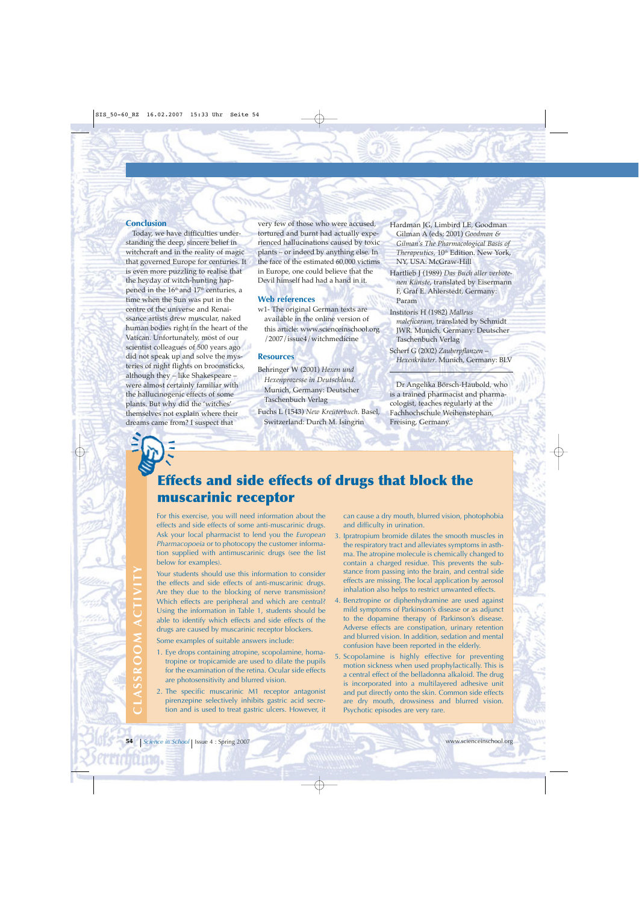## Conclusion

Today, we have difficulties understanding the deep, sincere belief in witchcraft and in the reality of magic that governed Europe for centuries. It is even more puzzling to realise that the heyday of witch-hunting happened in the 16th and 17th centuries, a time when the Sun was put in the centre of the universe and Renaissance artists drew muscular, naked human bodies right in the heart of the Vatican. Unfortunately, most of our scientist colleagues of 500 years ago did not speak up and solve the mysteries of night flights on broomsticks, although they – like Shakespeare – were almost certainly familiar with the hallucinogenic effects of some plants. But why did the 'witches' themselves not explain where their dreams came from? I suspect that very few of those who were accused, tortured and burnt had actually experienced hallucinations caused by toxic plants – or indeed by anything else. In the face of the estimated 60,000 victims in Europe, one could believe that the Devil himself had had a hand in it.

## Web references

w1- The original German texts are available in the online version of this article: www.scienceinschool.org/2007/issue4/witchmedicine

## Resources

Behringer W (2001) *Hexen und Hexenprozesse in Deutschland*. Munich, Germany: Deutscher Taschenbuch Verlag

Fuchs L (1543) *New Kreüterbuch*. Basel, Switzerland: Durch M. Isingrin

Hardman JG, Limbird LE, Goodman Gilman A (eds; 2001) *Goodman & Gilman's The Pharmacological Basis of Therapeutics*, 10th Edition. New York, NY, USA: McGraw-Hill

Hartlieb J (1989) *Das Buch aller verbotenen Künste*, translated by Eisermann F, Graf E. Ahlerstedt, Germany: Param

Institoris H (1982) *Malleus maleficarum*, translated by Schmidt JWR. Munich, Germany: Deutscher Taschenbuch Verlag

Scherf G (2002) *Zauberpflanzen – Hexenkräuter*. Munich, Germany: BLV

Dr Angelika Börsch-Haubold, who is a trained pharmacist and pharmacologist, teaches regularly at the Fachhochschule Weihenstephan, Freising, Germany.

CLASSROOM ACTIVITY

## Effects and side effects of drugs that block the muscarinic receptor

For this exercise, you will need information about the effects and side effects of some anti-muscarinic drugs. Ask your local pharmacist to lend you the *European Pharmacopoeia* or to photocopy the customer information supplied with antimuscarinic drugs (see the list below for examples).

Your students should use this information to consider the effects and side effects of anti-muscarinic drugs. Are they due to the blocking of nerve transmission? Which effects are peripheral and which are central? Using the information in Table 1, students should be able to identify which effects and side effects of the drugs are caused by muscarinic receptor blockers.

Some examples of suitable answers include:

1. Eye drops containing atropine, scopolamine, homatropine or tropicamide are used to dilate the pupils for the examination of the retina. Ocular side effects are photosensitivity and blurred vision.
2. The specific muscarinic M1 receptor antagonist pirenzepine selectively inhibits gastric acid secretion and is used to treat gastric ulcers. However, it can cause a dry mouth, blurred vision, photophobia and difficulty in urination.
3. Ipratropium bromide dilates the smooth muscles in the respiratory tract and alleviates symptoms in asthma. The atropine molecule is chemically changed to contain a charged residue. This prevents the substance from passing into the brain, and central side effects are missing. The local application by aerosol inhalation also helps to restrict unwanted effects.
4. Benztropine or diphenhydramine are used against mild symptoms of Parkinson's disease or as adjunct to the dopamine therapy of Parkinson's disease. Adverse effects are constipation, urinary retention and blurred vision. In addition, sedation and mental confusion have been reported in the elderly.
5. Scopolamine is highly effective for preventing motion sickness when used prophylactically. This is a central effect of the belladonna alkaloid. The drug is incorporated into a multilayered adhesive unit and put directly onto the skin. Common side effects are dry mouth, drowsiness and blurred vision. Psychotic episodes are very rare.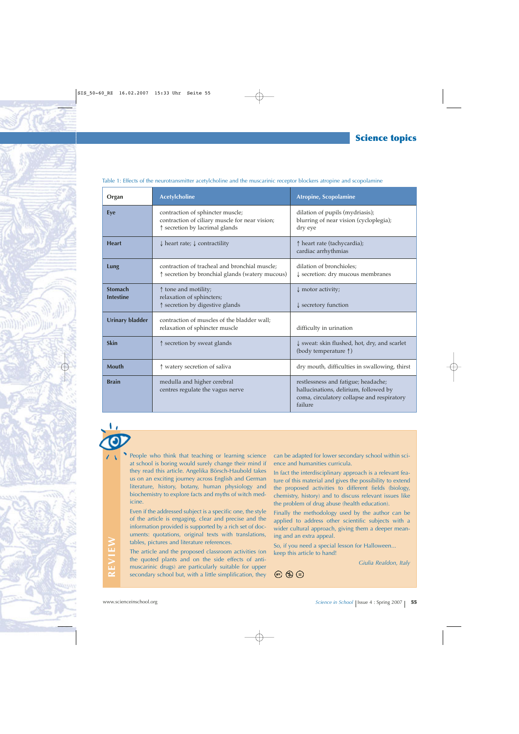Table 1: Effects of the neurotransmitter acetylcholine and the muscarinic receptor blockers atropine and scopolamine

| Organ | Acetylcholine | Atropine, Scopolamine |
| --- | --- | --- |
| **Eye** | contraction of sphincter muscle; contraction of ciliary muscle for near vision; ↑ secretion by lacrimal glands | dilation of pupils (mydriasis); blurring of near vision (cycloplegia); dry eye |
| **Heart** | ↓ heart rate; ↓ contractility | ↑ heart rate (tachycardia); cardiac arrhythmias |
| **Lung** | contraction of tracheal and bronchial muscle; ↑ secretion by bronchial glands (watery mucous) | dilation of bronchioles; ↓ secretion: dry mucous membranes |
| **Stomach Intestine** | ↑ tone and motility; relaxation of sphincters; ↑ secretion by digestive glands | ↓ motor activity; ↓ secretory function |
| **Urinary bladder** | contraction of muscles of the bladder wall; relaxation of sphincter muscle | difficulty in urination |
| **Skin** | ↑ secretion by sweat glands | ↓ sweat: skin flushed, hot, dry, and scarlet (body temperature ↑) |
| **Mouth** | ↑ watery secretion of saliva | dry mouth, difficulties in swallowing, thirst |
| **Brain** | medulla and higher cerebral centres regulate the vagus nerve | restlessness and fatigue; headache; hallucinations, delirium, followed by coma, circulatory collapse and respiratory failure |

## REVIEW

People who think that teaching or learning science at school is boring would surely change their mind if they read this article. Angelika Börsch-Haubold takes us on an exciting journey across English and German literature, history, botany, human physiology and biochemistry to explore facts and myths of witch medicine.

Even if the addressed subject is a specific one, the style of the article is engaging, clear and precise and the information provided is supported by a rich set of documents: quotations, original texts with translations, tables, pictures and literature references.

The article and the proposed classroom activities (on the quoted plants and on the side effects of anti-muscarinic drugs) are particularly suitable for upper secondary school but, with a little simplification, they can be adapted for lower secondary school within science and humanities curricula.

In fact the interdisciplinary approach is a relevant feature of this material and gives the possibility to extend the proposed activities to different fields (biology, chemistry, history) and to discuss relevant issues like the problem of drug abuse (health education).

Finally the methodology used by the author can be applied to address other scientific subjects with a wider cultural approach, giving them a deeper meaning and an extra appeal.

So, if you need a special lesson for Halloween... keep this article to hand!

*Giulia Realdon, Italy*